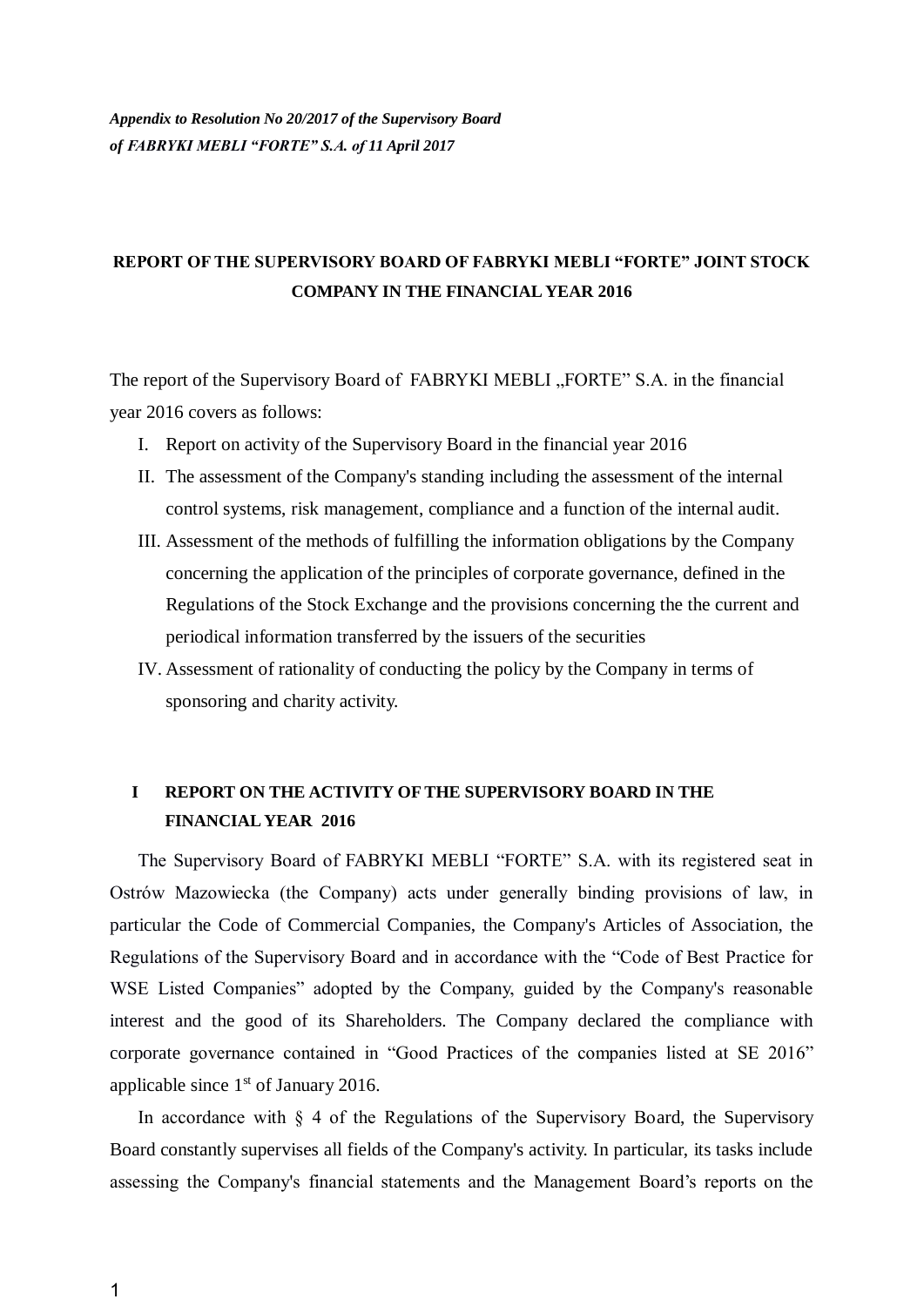*Appendix to Resolution No 20/2017 of the Supervisory Board of FABRYKI MEBLI "FORTE" S.A. of 11 April 2017*

# REPORT OF THE SUPERVISORY BOARD OF FABRYKI MEBLI "FORTE" JOINT STOCK COMPANY IN THE FINANCIAL YEAR 2016

The report of the Supervisory Board of FABRYKI MEBLI „FORTE" S.A. in the financial year 2016 covers as follows:

I. Report on activity of the Supervisory Board in the financial year 2016
II. The assessment of the Company's standing including the assessment of the internal control systems, risk management, compliance and a function of the internal audit.
III. Assessment of the methods of fulfilling the information obligations by the Company concerning the application of the principles of corporate governance, defined in the Regulations of the Stock Exchange and the provisions concerning the the current and periodical information transferred by the issuers of the securities
IV. Assessment of rationality of conducting the policy by the Company in terms of sponsoring and charity activity.

## I REPORT ON THE ACTIVITY OF THE SUPERVISORY BOARD IN THE FINANCIAL YEAR 2016

The Supervisory Board of FABRYKI MEBLI "FORTE" S.A. with its registered seat in Ostrów Mazowiecka (the Company) acts under generally binding provisions of law, in particular the Code of Commercial Companies, the Company's Articles of Association, the Regulations of the Supervisory Board and in accordance with the "Code of Best Practice for WSE Listed Companies" adopted by the Company, guided by the Company's reasonable interest and the good of its Shareholders. The Company declared the compliance with corporate governance contained in "Good Practices of the companies listed at SE 2016" applicable since 1st of January 2016.

In accordance with § 4 of the Regulations of the Supervisory Board, the Supervisory Board constantly supervises all fields of the Company's activity. In particular, its tasks include assessing the Company's financial statements and the Management Board's reports on the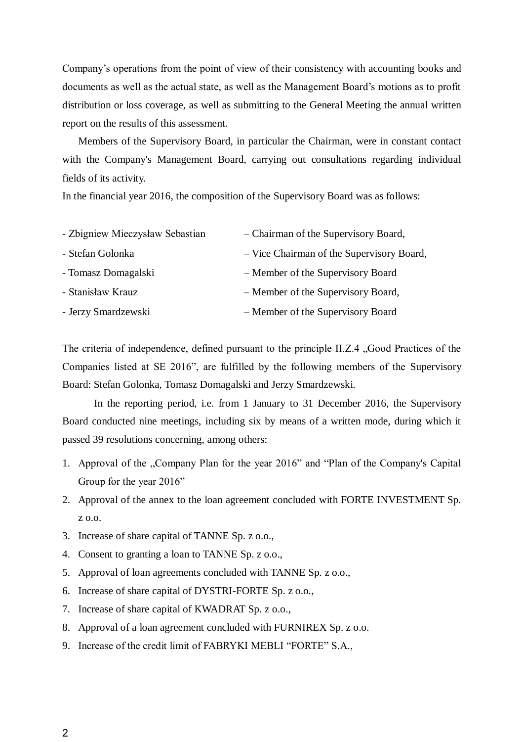Company’s operations from the point of view of their consistency with accounting books and documents as well as the actual state, as well as the Management Board’s motions as to profit distribution or loss coverage, as well as submitting to the General Meeting the annual written report on the results of this assessment.

Members of the Supervisory Board, in particular the Chairman, were in constant contact with the Company's Management Board, carrying out consultations regarding individual fields of its activity.

In the financial year 2016, the composition of the Supervisory Board was as follows:

- Zbigniew Mieczysław Sebastian – Chairman of the Supervisory Board,
- Stefan Golonka – Vice Chairman of the Supervisory Board,
- Tomasz Domagalski – Member of the Supervisory Board
- Stanisław Krauz – Member of the Supervisory Board,
- Jerzy Smardzewski – Member of the Supervisory Board

The criteria of independence, defined pursuant to the principle II.Z.4 „Good Practices of the Companies listed at SE 2016”, are fulfilled by the following members of the Supervisory Board: Stefan Golonka, Tomasz Domagalski and Jerzy Smardzewski.

In the reporting period, i.e. from 1 January to 31 December 2016, the Supervisory Board conducted nine meetings, including six by means of a written mode, during which it passed 39 resolutions concerning, among others:

1. Approval of the „Company Plan for the year 2016” and “Plan of the Company's Capital Group for the year 2016”
2. Approval of the annex to the loan agreement concluded with FORTE INVESTMENT Sp. z o.o.
3. Increase of share capital of TANNE Sp. z o.o.,
4. Consent to granting a loan to TANNE Sp. z o.o.,
5. Approval of loan agreements concluded with TANNE Sp. z o.o.,
6. Increase of share capital of DYSTRI-FORTE Sp. z o.o.,
7. Increase of share capital of KWADRAT Sp. z o.o.,
8. Approval of a loan agreement concluded with FURNIREX Sp. z o.o.
9. Increase of the credit limit of FABRYKI MEBLI “FORTE” S.A.,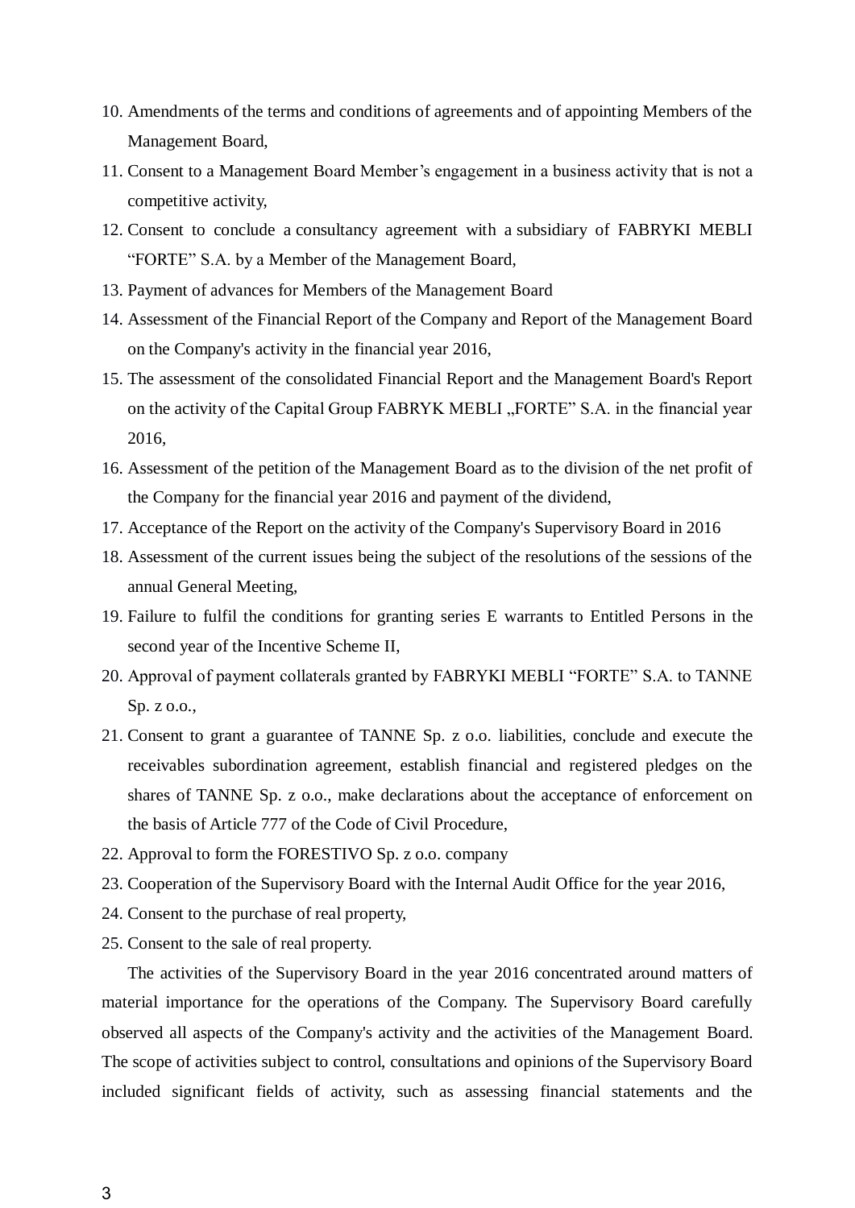10. Amendments of the terms and conditions of agreements and of appointing Members of the Management Board,
11. Consent to a Management Board Member’s engagement in a business activity that is not a competitive activity,
12. Consent to conclude a consultancy agreement with a subsidiary of FABRYKI MEBLI “FORTE” S.A. by a Member of the Management Board,
13. Payment of advances for Members of the Management Board
14. Assessment of the Financial Report of the Company and Report of the Management Board on the Company's activity in the financial year 2016,
15. The assessment of the consolidated Financial Report and the Management Board's Report on the activity of the Capital Group FABRYK MEBLI „FORTE” S.A. in the financial year 2016,
16. Assessment of the petition of the Management Board as to the division of the net profit of the Company for the financial year 2016 and payment of the dividend,
17. Acceptance of the Report on the activity of the Company's Supervisory Board in 2016
18. Assessment of the current issues being the subject of the resolutions of the sessions of the annual General Meeting,
19. Failure to fulfil the conditions for granting series E warrants to Entitled Persons in the second year of the Incentive Scheme II,
20. Approval of payment collaterals granted by FABRYKI MEBLI “FORTE” S.A. to TANNE Sp. z o.o.,
21. Consent to grant a guarantee of TANNE Sp. z o.o. liabilities, conclude and execute the receivables subordination agreement, establish financial and registered pledges on the shares of TANNE Sp. z o.o., make declarations about the acceptance of enforcement on the basis of Article 777 of the Code of Civil Procedure,
22. Approval to form the FORESTIVO Sp. z o.o. company
23. Cooperation of the Supervisory Board with the Internal Audit Office for the year 2016,
24. Consent to the purchase of real property,
25. Consent to the sale of real property.

The activities of the Supervisory Board in the year 2016 concentrated around matters of material importance for the operations of the Company. The Supervisory Board carefully observed all aspects of the Company's activity and the activities of the Management Board. The scope of activities subject to control, consultations and opinions of the Supervisory Board included significant fields of activity, such as assessing financial statements and the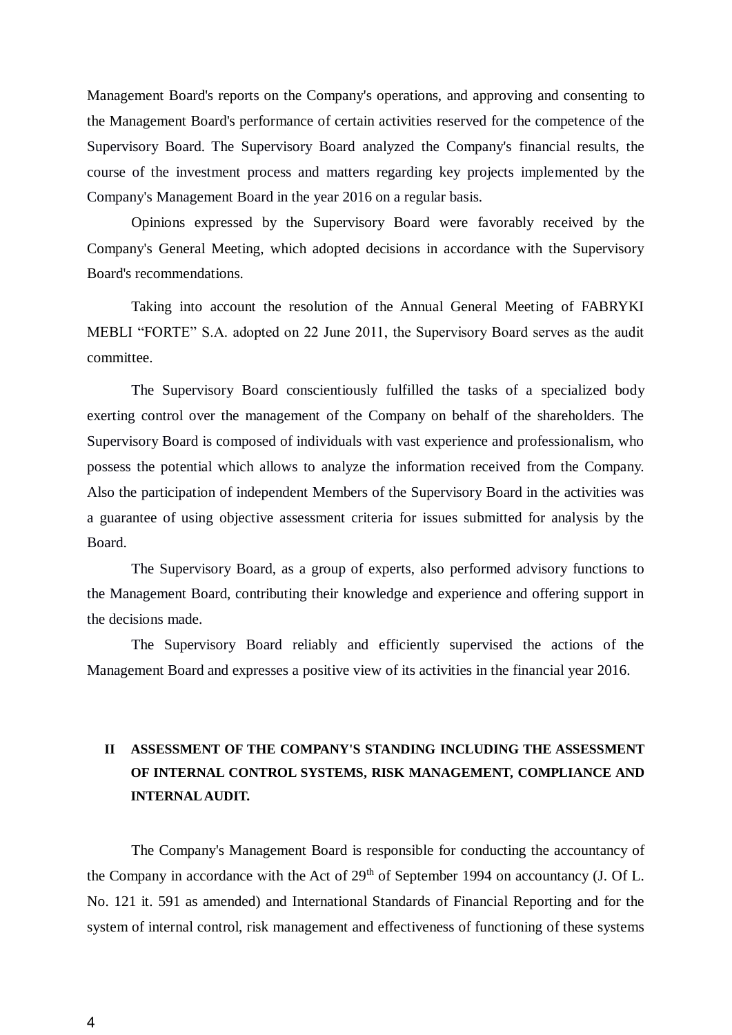Management Board's reports on the Company's operations, and approving and consenting to the Management Board's performance of certain activities reserved for the competence of the Supervisory Board. The Supervisory Board analyzed the Company's financial results, the course of the investment process and matters regarding key projects implemented by the Company's Management Board in the year 2016 on a regular basis.

Opinions expressed by the Supervisory Board were favorably received by the Company's General Meeting, which adopted decisions in accordance with the Supervisory Board's recommendations.

Taking into account the resolution of the Annual General Meeting of FABRYKI MEBLI “FORTE” S.A. adopted on 22 June 2011, the Supervisory Board serves as the audit committee.

The Supervisory Board conscientiously fulfilled the tasks of a specialized body exerting control over the management of the Company on behalf of the shareholders. The Supervisory Board is composed of individuals with vast experience and professionalism, who possess the potential which allows to analyze the information received from the Company. Also the participation of independent Members of the Supervisory Board in the activities was a guarantee of using objective assessment criteria for issues submitted for analysis by the Board.

The Supervisory Board, as a group of experts, also performed advisory functions to the Management Board, contributing their knowledge and experience and offering support in the decisions made.

The Supervisory Board reliably and efficiently supervised the actions of the Management Board and expresses a positive view of its activities in the financial year 2016.

## II ASSESSMENT OF THE COMPANY'S STANDING INCLUDING THE ASSESSMENT OF INTERNAL CONTROL SYSTEMS, RISK MANAGEMENT, COMPLIANCE AND INTERNAL AUDIT.

The Company's Management Board is responsible for conducting the accountancy of the Company in accordance with the Act of 29th of September 1994 on accountancy (J. Of L. No. 121 it. 591 as amended) and International Standards of Financial Reporting and for the system of internal control, risk management and effectiveness of functioning of these systems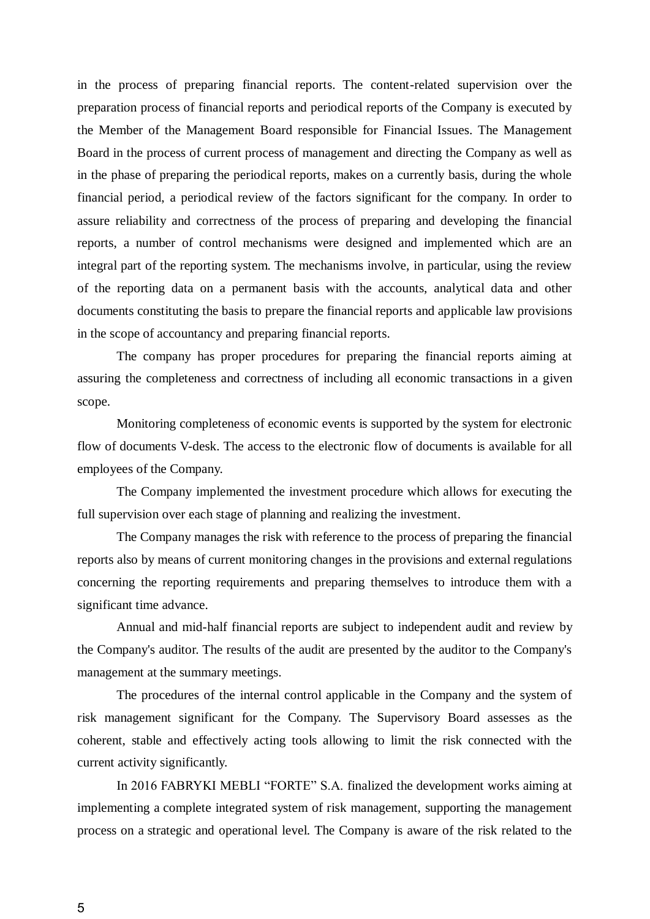in the process of preparing financial reports. The content-related supervision over the preparation process of financial reports and periodical reports of the Company is executed by the Member of the Management Board responsible for Financial Issues. The Management Board in the process of current process of management and directing the Company as well as in the phase of preparing the periodical reports, makes on a currently basis, during the whole financial period, a periodical review of the factors significant for the company. In order to assure reliability and correctness of the process of preparing and developing the financial reports, a number of control mechanisms were designed and implemented which are an integral part of the reporting system. The mechanisms involve, in particular, using the review of the reporting data on a permanent basis with the accounts, analytical data and other documents constituting the basis to prepare the financial reports and applicable law provisions in the scope of accountancy and preparing financial reports.

The company has proper procedures for preparing the financial reports aiming at assuring the completeness and correctness of including all economic transactions in a given scope.

Monitoring completeness of economic events is supported by the system for electronic flow of documents V-desk. The access to the electronic flow of documents is available for all employees of the Company.

The Company implemented the investment procedure which allows for executing the full supervision over each stage of planning and realizing the investment.

The Company manages the risk with reference to the process of preparing the financial reports also by means of current monitoring changes in the provisions and external regulations concerning the reporting requirements and preparing themselves to introduce them with a significant time advance.

Annual and mid-half financial reports are subject to independent audit and review by the Company's auditor. The results of the audit are presented by the auditor to the Company's management at the summary meetings.

The procedures of the internal control applicable in the Company and the system of risk management significant for the Company. The Supervisory Board assesses as the coherent, stable and effectively acting tools allowing to limit the risk connected with the current activity significantly.

In 2016 FABRYKI MEBLI "FORTE" S.A. finalized the development works aiming at implementing a complete integrated system of risk management, supporting the management process on a strategic and operational level. The Company is aware of the risk related to the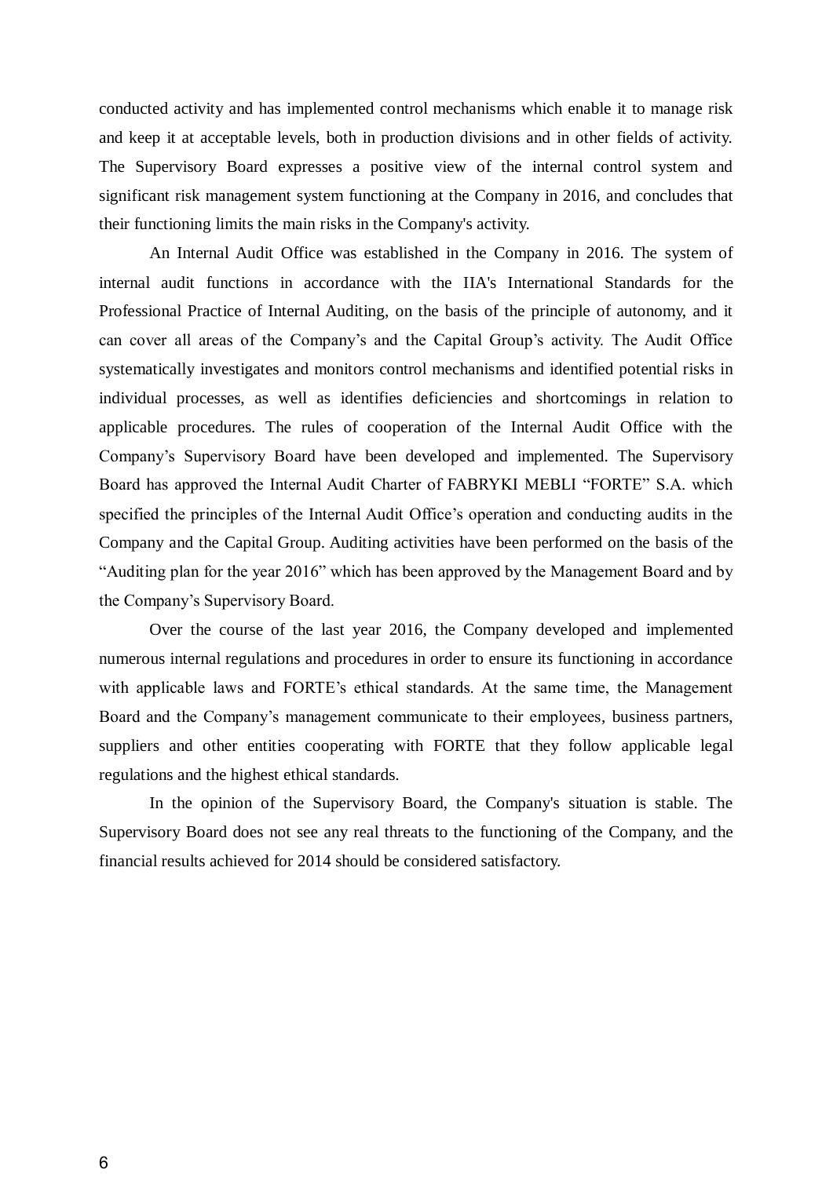conducted activity and has implemented control mechanisms which enable it to manage risk and keep it at acceptable levels, both in production divisions and in other fields of activity. The Supervisory Board expresses a positive view of the internal control system and significant risk management system functioning at the Company in 2016, and concludes that their functioning limits the main risks in the Company's activity.

An Internal Audit Office was established in the Company in 2016. The system of internal audit functions in accordance with the IIA's International Standards for the Professional Practice of Internal Auditing, on the basis of the principle of autonomy, and it can cover all areas of the Company's and the Capital Group's activity. The Audit Office systematically investigates and monitors control mechanisms and identified potential risks in individual processes, as well as identifies deficiencies and shortcomings in relation to applicable procedures. The rules of cooperation of the Internal Audit Office with the Company's Supervisory Board have been developed and implemented. The Supervisory Board has approved the Internal Audit Charter of FABRYKI MEBLI "FORTE" S.A. which specified the principles of the Internal Audit Office's operation and conducting audits in the Company and the Capital Group. Auditing activities have been performed on the basis of the "Auditing plan for the year 2016" which has been approved by the Management Board and by the Company's Supervisory Board.

Over the course of the last year 2016, the Company developed and implemented numerous internal regulations and procedures in order to ensure its functioning in accordance with applicable laws and FORTE's ethical standards. At the same time, the Management Board and the Company's management communicate to their employees, business partners, suppliers and other entities cooperating with FORTE that they follow applicable legal regulations and the highest ethical standards.

In the opinion of the Supervisory Board, the Company's situation is stable. The Supervisory Board does not see any real threats to the functioning of the Company, and the financial results achieved for 2014 should be considered satisfactory.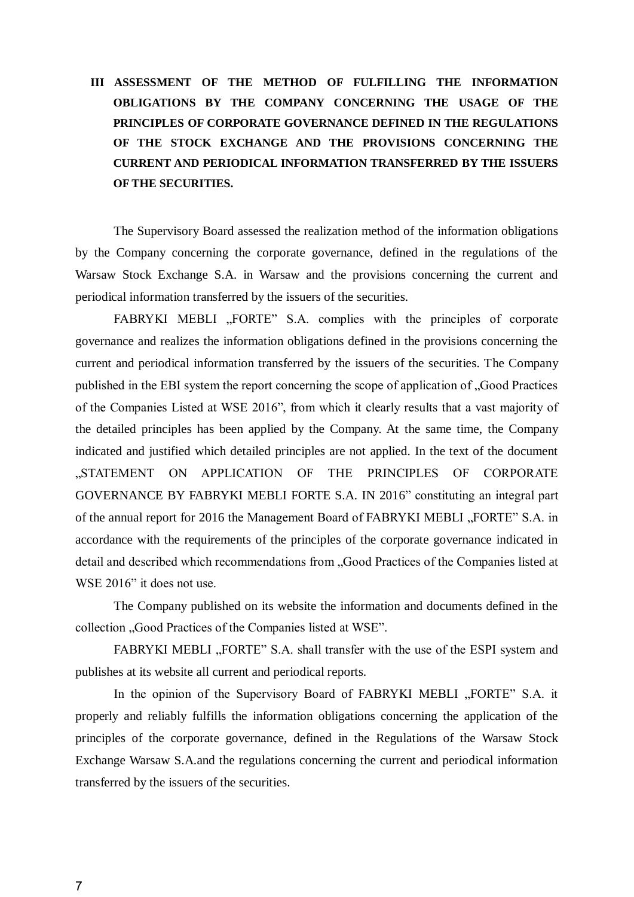## III ASSESSMENT OF THE METHOD OF FULFILLING THE INFORMATION OBLIGATIONS BY THE COMPANY CONCERNING THE USAGE OF THE PRINCIPLES OF CORPORATE GOVERNANCE DEFINED IN THE REGULATIONS OF THE STOCK EXCHANGE AND THE PROVISIONS CONCERNING THE CURRENT AND PERIODICAL INFORMATION TRANSFERRED BY THE ISSUERS OF THE SECURITIES.

The Supervisory Board assessed the realization method of the information obligations by the Company concerning the corporate governance, defined in the regulations of the Warsaw Stock Exchange S.A. in Warsaw and the provisions concerning the current and periodical information transferred by the issuers of the securities.

FABRYKI MEBLI „FORTE" S.A. complies with the principles of corporate governance and realizes the information obligations defined in the provisions concerning the current and periodical information transferred by the issuers of the securities. The Company published in the EBI system the report concerning the scope of application of „Good Practices of the Companies Listed at WSE 2016", from which it clearly results that a vast majority of the detailed principles has been applied by the Company. At the same time, the Company indicated and justified which detailed principles are not applied. In the text of the document „STATEMENT ON APPLICATION OF THE PRINCIPLES OF CORPORATE GOVERNANCE BY FABRYKI MEBLI FORTE S.A. IN 2016" constituting an integral part of the annual report for 2016 the Management Board of FABRYKI MEBLI „FORTE" S.A. in accordance with the requirements of the principles of the corporate governance indicated in detail and described which recommendations from „Good Practices of the Companies listed at WSE 2016" it does not use.

The Company published on its website the information and documents defined in the collection „Good Practices of the Companies listed at WSE".

FABRYKI MEBLI „FORTE" S.A. shall transfer with the use of the ESPI system and publishes at its website all current and periodical reports.

In the opinion of the Supervisory Board of FABRYKI MEBLI „FORTE" S.A. it properly and reliably fulfills the information obligations concerning the application of the principles of the corporate governance, defined in the Regulations of the Warsaw Stock Exchange Warsaw S.A.and the regulations concerning the current and periodical information transferred by the issuers of the securities.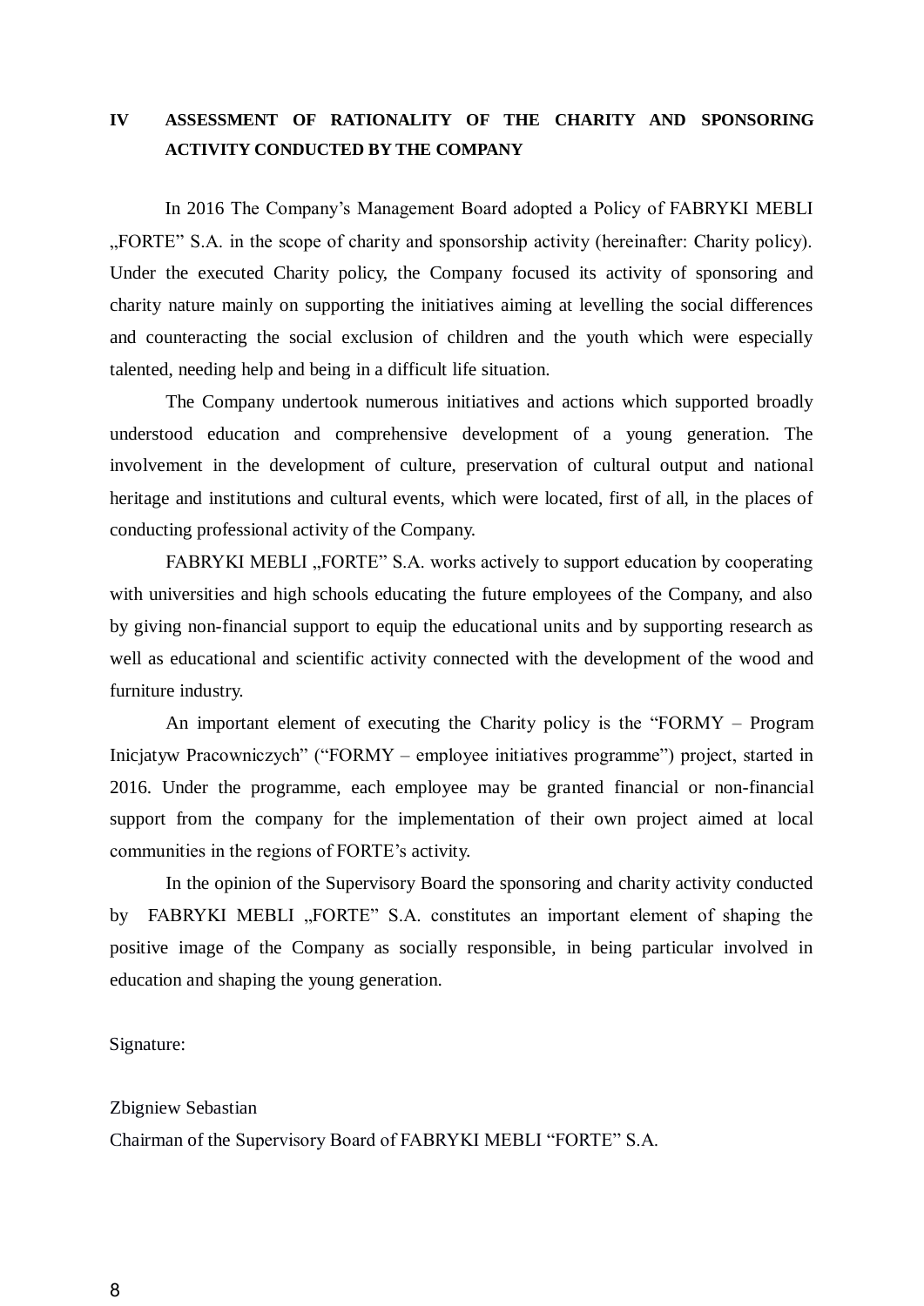## IV ASSESSMENT OF RATIONALITY OF THE CHARITY AND SPONSORING ACTIVITY CONDUCTED BY THE COMPANY

In 2016 The Company's Management Board adopted a Policy of FABRYKI MEBLI „FORTE" S.A. in the scope of charity and sponsorship activity (hereinafter: Charity policy). Under the executed Charity policy, the Company focused its activity of sponsoring and charity nature mainly on supporting the initiatives aiming at levelling the social differences and counteracting the social exclusion of children and the youth which were especially talented, needing help and being in a difficult life situation.

The Company undertook numerous initiatives and actions which supported broadly understood education and comprehensive development of a young generation. The involvement in the development of culture, preservation of cultural output and national heritage and institutions and cultural events, which were located, first of all, in the places of conducting professional activity of the Company.

FABRYKI MEBLI „FORTE" S.A. works actively to support education by cooperating with universities and high schools educating the future employees of the Company, and also by giving non-financial support to equip the educational units and by supporting research as well as educational and scientific activity connected with the development of the wood and furniture industry.

An important element of executing the Charity policy is the "FORMY – Program Inicjatyw Pracowniczych" ("FORMY – employee initiatives programme") project, started in 2016. Under the programme, each employee may be granted financial or non-financial support from the company for the implementation of their own project aimed at local communities in the regions of FORTE's activity.

In the opinion of the Supervisory Board the sponsoring and charity activity conducted by FABRYKI MEBLI „FORTE" S.A. constitutes an important element of shaping the positive image of the Company as socially responsible, in being particular involved in education and shaping the young generation.

Signature:

Zbigniew Sebastian
Chairman of the Supervisory Board of FABRYKI MEBLI "FORTE" S.A.